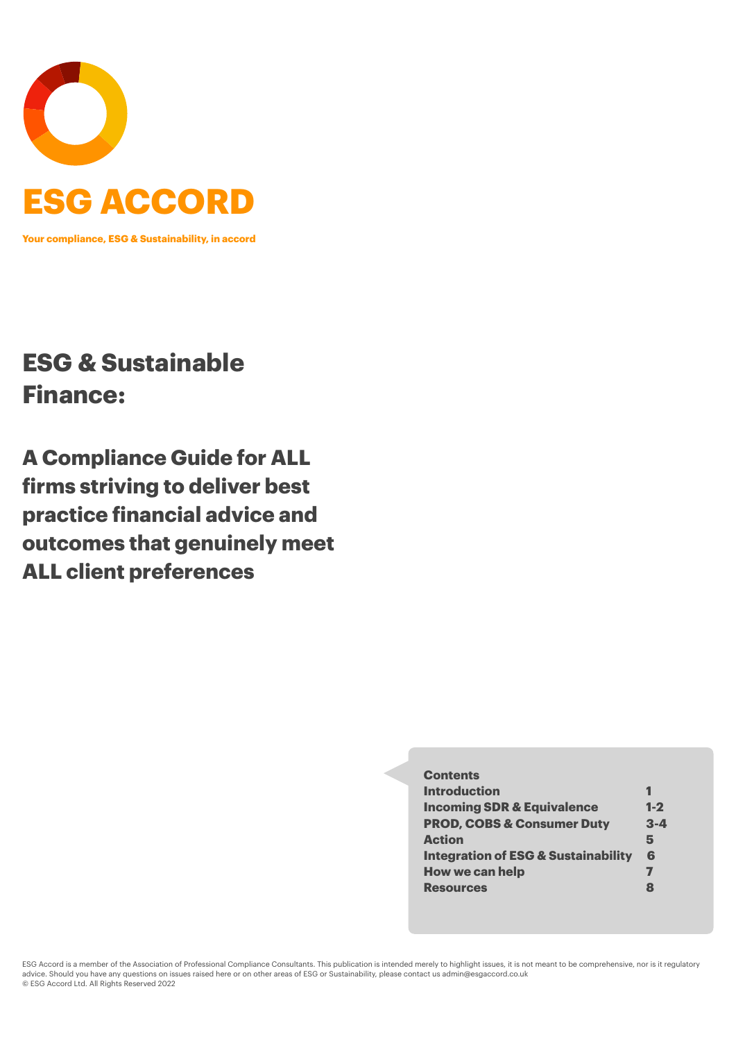# ESG ACCORD

**Your compliance, ESG & Sustainability, in accord**

## ESG & Sustainable Finance:

## A Compliance Guide for ALL firms striving to deliver best practice financial advice and outcomes that genuinely meet ALL client preferences

| **Contents** | |
|---|---|
| **Introduction** | **1** |
| **Incoming SDR & Equivalence** | **1-2** |
| **PROD, COBS & Consumer Duty** | **3-4** |
| **Action** | **5** |
| **Integration of ESG & Sustainability** | **6** |
| **How we can help** | **7** |
| **Resources** | **8** |

ESG Accord is a member of the Association of Professional Compliance Consultants. This publication is intended merely to highlight issues, it is not meant to be comprehensive, nor is it regulatory advice. Should you have any questions on issues raised here or on other areas of ESG or Sustainability, please contact us admin@esgaccord.co.uk
© ESG Accord Ltd. All Rights Reserved 2022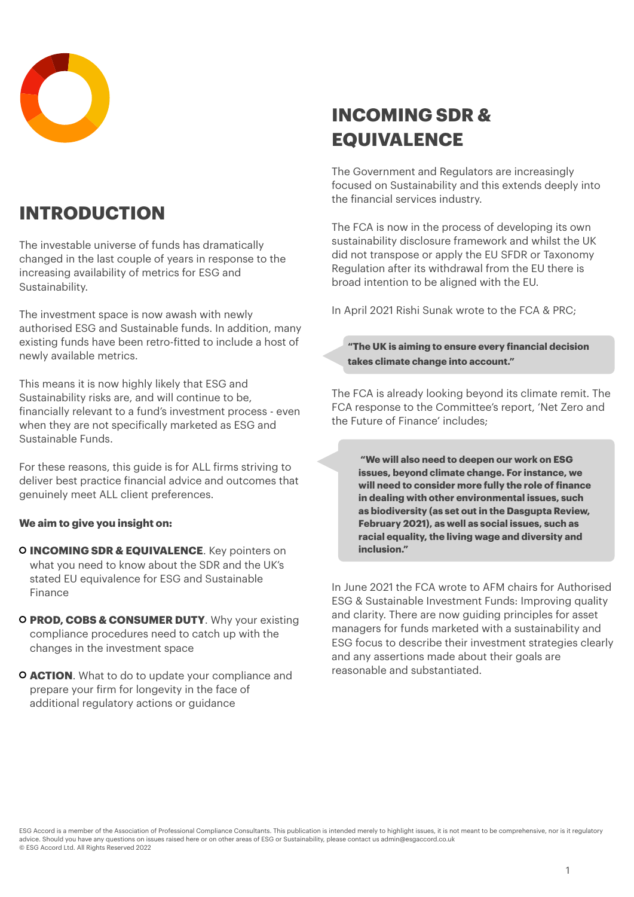## INTRODUCTION

The investable universe of funds has dramatically changed in the last couple of years in response to the increasing availability of metrics for ESG and Sustainability.

The investment space is now awash with newly authorised ESG and Sustainable funds. In addition, many existing funds have been retro-fitted to include a host of newly available metrics.

This means it is now highly likely that ESG and Sustainability risks are, and will continue to be, financially relevant to a fund's investment process - even when they are not specifically marketed as ESG and Sustainable Funds.

For these reasons, this guide is for ALL firms striving to deliver best practice financial advice and outcomes that genuinely meet ALL client preferences.

**We aim to give you insight on:**

- **INCOMING SDR & EQUIVALENCE**. Key pointers on what you need to know about the SDR and the UK's stated EU equivalence for ESG and Sustainable Finance
- **PROD, COBS & CONSUMER DUTY**. Why your existing compliance procedures need to catch up with the changes in the investment space
- **ACTION**. What to do to update your compliance and prepare your firm for longevity in the face of additional regulatory actions or guidance

## INCOMING SDR & EQUIVALENCE

The Government and Regulators are increasingly focused on Sustainability and this extends deeply into the financial services industry.

The FCA is now in the process of developing its own sustainability disclosure framework and whilst the UK did not transpose or apply the EU SFDR or Taxonomy Regulation after its withdrawal from the EU there is broad intention to be aligned with the EU.

In April 2021 Rishi Sunak wrote to the FCA & PRC;

> **"The UK is aiming to ensure every financial decision takes climate change into account."**

The FCA is already looking beyond its climate remit. The FCA response to the Committee's report, 'Net Zero and the Future of Finance' includes;

> **"We will also need to deepen our work on ESG issues, beyond climate change. For instance, we will need to consider more fully the role of finance in dealing with other environmental issues, such as biodiversity (as set out in the Dasgupta Review, February 2021), as well as social issues, such as racial equality, the living wage and diversity and inclusion."**

In June 2021 the FCA wrote to AFM chairs for Authorised ESG & Sustainable Investment Funds: Improving quality and clarity. There are now guiding principles for asset managers for funds marketed with a sustainability and ESG focus to describe their investment strategies clearly and any assertions made about their goals are reasonable and substantiated.

ESG Accord is a member of the Association of Professional Compliance Consultants. This publication is intended merely to highlight issues, it is not meant to be comprehensive, nor is it regulatory advice. Should you have any questions on issues raised here or on other areas of ESG or Sustainability, please contact us admin@esgaccord.co.uk
© ESG Accord Ltd. All Rights Reserved 2022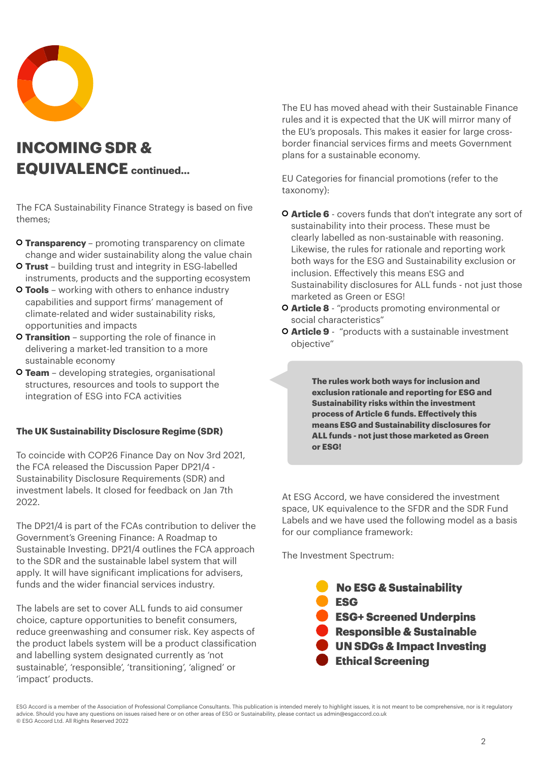# INCOMING SDR & EQUIVALENCE continued...

The FCA Sustainability Finance Strategy is based on five themes;

- **Transparency** – promoting transparency on climate change and wider sustainability along the value chain
- **Trust** – building trust and integrity in ESG-labelled instruments, products and the supporting ecosystem
- **Tools** – working with others to enhance industry capabilities and support firms' management of climate-related and wider sustainability risks, opportunities and impacts
- **Transition** – supporting the role of finance in delivering a market-led transition to a more sustainable economy
- **Team** – developing strategies, organisational structures, resources and tools to support the integration of ESG into FCA activities

### The UK Sustainability Disclosure Regime (SDR)

To coincide with COP26 Finance Day on Nov 3rd 2021, the FCA released the Discussion Paper DP21/4 - Sustainability Disclosure Requirements (SDR) and investment labels. It closed for feedback on Jan 7th 2022.

The DP21/4 is part of the FCAs contribution to deliver the Government's Greening Finance: A Roadmap to Sustainable Investing. DP21/4 outlines the FCA approach to the SDR and the sustainable label system that will apply. It will have significant implications for advisers, funds and the wider financial services industry.

The labels are set to cover ALL funds to aid consumer choice, capture opportunities to benefit consumers, reduce greenwashing and consumer risk. Key aspects of the product labels system will be a product classification and labelling system designated currently as 'not sustainable', 'responsible', 'transitioning', 'aligned' or 'impact' products.

The EU has moved ahead with their Sustainable Finance rules and it is expected that the UK will mirror many of the EU's proposals. This makes it easier for large cross-border financial services firms and meets Government plans for a sustainable economy.

EU Categories for financial promotions (refer to the taxonomy):

- **Article 6** - covers funds that don't integrate any sort of sustainability into their process. These must be clearly labelled as non-sustainable with reasoning. Likewise, the rules for rationale and reporting work both ways for the ESG and Sustainability exclusion or inclusion. Effectively this means ESG and Sustainability disclosures for ALL funds - not just those marketed as Green or ESG!
- **Article 8** - "products promoting environmental or social characteristics"
- **Article 9** - "products with a sustainable investment objective"

**The rules work both ways for inclusion and exclusion rationale and reporting for ESG and Sustainability risks within the investment process of Article 6 funds. Effectively this means ESG and Sustainability disclosures for ALL funds - not just those marketed as Green or ESG!**

At ESG Accord, we have considered the investment space, UK equivalence to the SFDR and the SDR Fund Labels and we have used the following model as a basis for our compliance framework:

The Investment Spectrum:

- **No ESG & Sustainability**
- **ESG**
- **ESG+ Screened Underpins**
- **Responsible & Sustainable**
- **UN SDGs & Impact Investing**
- **Ethical Screening**

ESG Accord is a member of the Association of Professional Compliance Consultants. This publication is intended merely to highlight issues, it is not meant to be comprehensive, nor is it regulatory advice. Should you have any questions on issues raised here or on other areas of ESG or Sustainability, please contact us admin@esgaccord.co.uk
© ESG Accord Ltd. All Rights Reserved 2022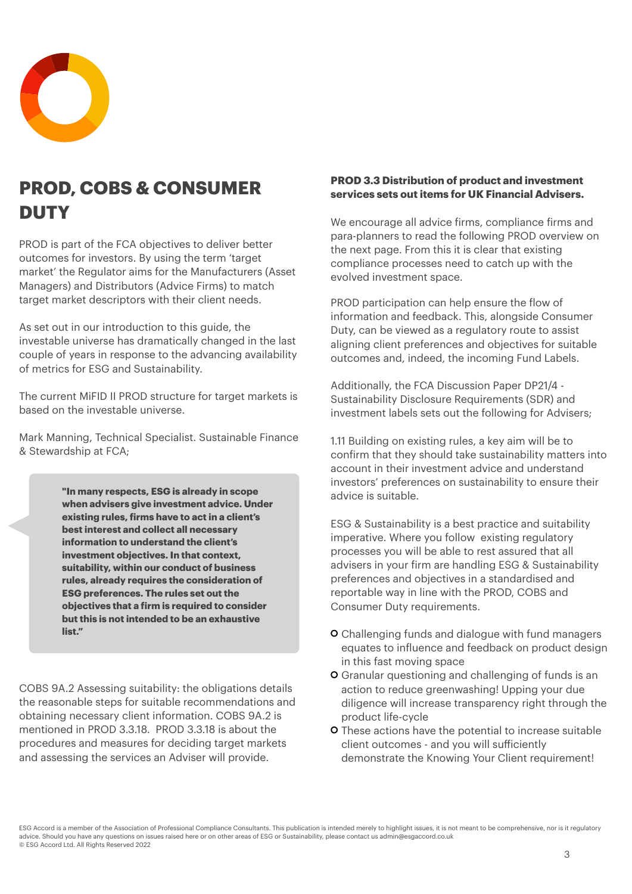## PROD, COBS & CONSUMER DUTY

PROD is part of the FCA objectives to deliver better outcomes for investors. By using the term 'target market' the Regulator aims for the Manufacturers (Asset Managers) and Distributors (Advice Firms) to match target market descriptors with their client needs.

As set out in our introduction to this guide, the investable universe has dramatically changed in the last couple of years in response to the advancing availability of metrics for ESG and Sustainability.

The current MiFID II PROD structure for target markets is based on the investable universe.

Mark Manning, Technical Specialist. Sustainable Finance & Stewardship at FCA;

> **"In many respects, ESG is already in scope when advisers give investment advice. Under existing rules, firms have to act in a client's best interest and collect all necessary information to understand the client's investment objectives. In that context, suitability, within our conduct of business rules, already requires the consideration of ESG preferences. The rules set out the objectives that a firm is required to consider but this is not intended to be an exhaustive list."**

COBS 9A.2 Assessing suitability: the obligations details the reasonable steps for suitable recommendations and obtaining necessary client information. COBS 9A.2 is mentioned in PROD 3.3.18. PROD 3.3.18 is about the procedures and measures for deciding target markets and assessing the services an Adviser will provide.

**PROD 3.3 Distribution of product and investment services sets out items for UK Financial Advisers.**

We encourage all advice firms, compliance firms and para-planners to read the following PROD overview on the next page. From this it is clear that existing compliance processes need to catch up with the evolved investment space.

PROD participation can help ensure the flow of information and feedback. This, alongside Consumer Duty, can be viewed as a regulatory route to assist aligning client preferences and objectives for suitable outcomes and, indeed, the incoming Fund Labels.

Additionally, the FCA Discussion Paper DP21/4 - Sustainability Disclosure Requirements (SDR) and investment labels sets out the following for Advisers;

1.11 Building on existing rules, a key aim will be to confirm that they should take sustainability matters into account in their investment advice and understand investors' preferences on sustainability to ensure their advice is suitable.

ESG & Sustainability is a best practice and suitability imperative. Where you follow existing regulatory processes you will be able to rest assured that all advisers in your firm are handling ESG & Sustainability preferences and objectives in a standardised and reportable way in line with the PROD, COBS and Consumer Duty requirements.

- Challenging funds and dialogue with fund managers equates to influence and feedback on product design in this fast moving space
- Granular questioning and challenging of funds is an action to reduce greenwashing! Upping your due diligence will increase transparency right through the product life-cycle
- These actions have the potential to increase suitable client outcomes - and you will sufficiently demonstrate the Knowing Your Client requirement!

ESG Accord is a member of the Association of Professional Compliance Consultants. This publication is intended merely to highlight issues, it is not meant to be comprehensive, nor is it regulatory advice. Should you have any questions on issues raised here or on other areas of ESG or Sustainability, please contact us admin@esgaccord.co.uk
© ESG Accord Ltd. All Rights Reserved 2022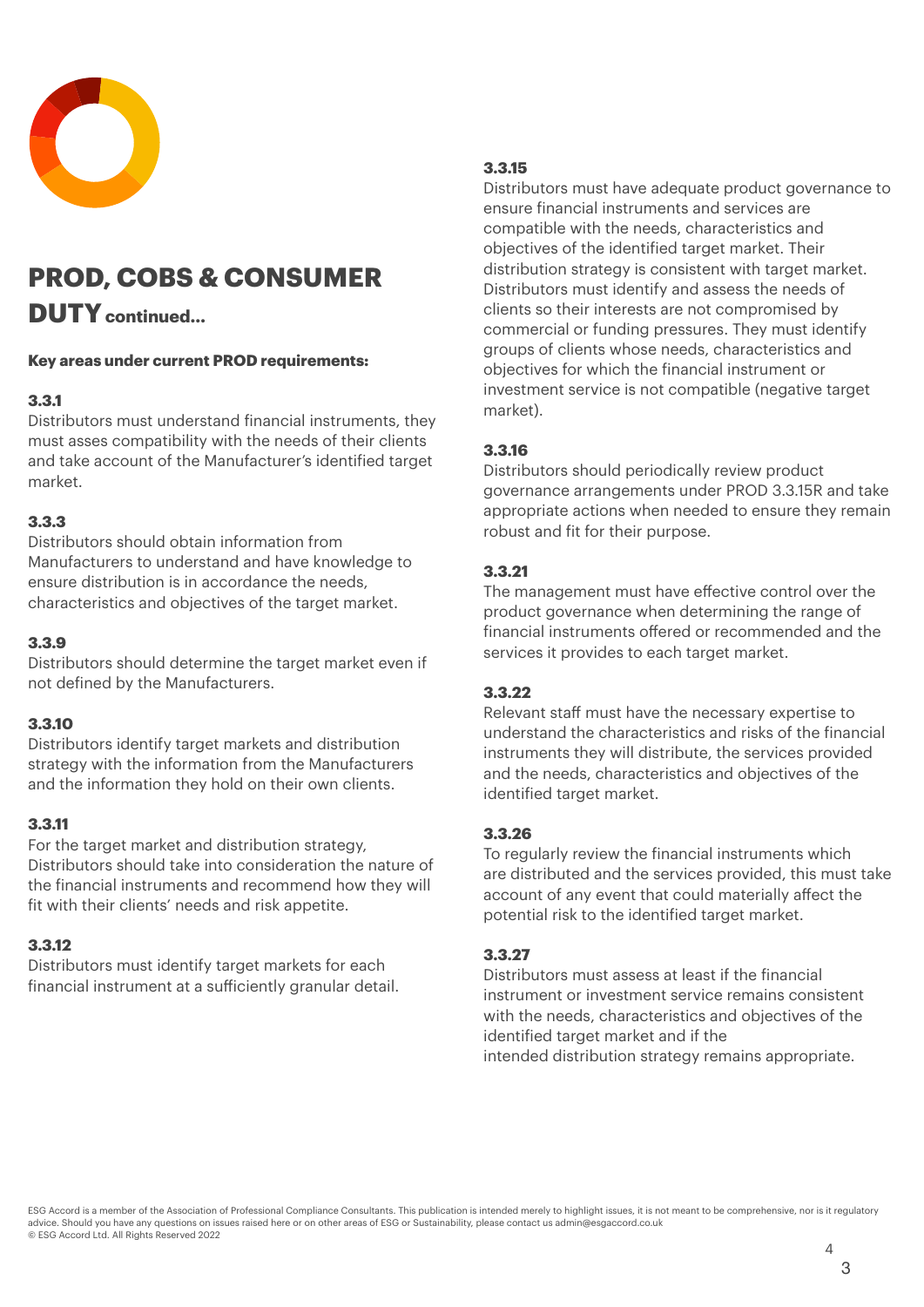# PROD, COBS & CONSUMER DUTY continued...

**Key areas under current PROD requirements:**

**3.3.1**
Distributors must understand financial instruments, they must asses compatibility with the needs of their clients and take account of the Manufacturer's identified target market.

**3.3.3**
Distributors should obtain information from Manufacturers to understand and have knowledge to ensure distribution is in accordance the needs, characteristics and objectives of the target market.

**3.3.9**
Distributors should determine the target market even if not defined by the Manufacturers.

**3.3.10**
Distributors identify target markets and distribution strategy with the information from the Manufacturers and the information they hold on their own clients.

**3.3.11**
For the target market and distribution strategy, Distributors should take into consideration the nature of the financial instruments and recommend how they will fit with their clients' needs and risk appetite.

**3.3.12**
Distributors must identify target markets for each financial instrument at a sufficiently granular detail.

**3.3.15**
Distributors must have adequate product governance to ensure financial instruments and services are compatible with the needs, characteristics and objectives of the identified target market. Their distribution strategy is consistent with target market. Distributors must identify and assess the needs of clients so their interests are not compromised by commercial or funding pressures. They must identify groups of clients whose needs, characteristics and objectives for which the financial instrument or investment service is not compatible (negative target market).

**3.3.16**
Distributors should periodically review product governance arrangements under PROD 3.3.15R and take appropriate actions when needed to ensure they remain robust and fit for their purpose.

**3.3.21**
The management must have effective control over the product governance when determining the range of financial instruments offered or recommended and the services it provides to each target market.

**3.3.22**
Relevant staff must have the necessary expertise to understand the characteristics and risks of the financial instruments they will distribute, the services provided and the needs, characteristics and objectives of the identified target market.

**3.3.26**
To regularly review the financial instruments which are distributed and the services provided, this must take account of any event that could materially affect the potential risk to the identified target market.

**3.3.27**
Distributors must assess at least if the financial instrument or investment service remains consistent with the needs, characteristics and objectives of the identified target market and if the intended distribution strategy remains appropriate.

ESG Accord is a member of the Association of Professional Compliance Consultants. This publication is intended merely to highlight issues, it is not meant to be comprehensive, nor is it regulatory advice. Should you have any questions on issues raised here or on other areas of ESG or Sustainability, please contact us admin@esgaccord.co.uk
© ESG Accord Ltd. All Rights Reserved 2022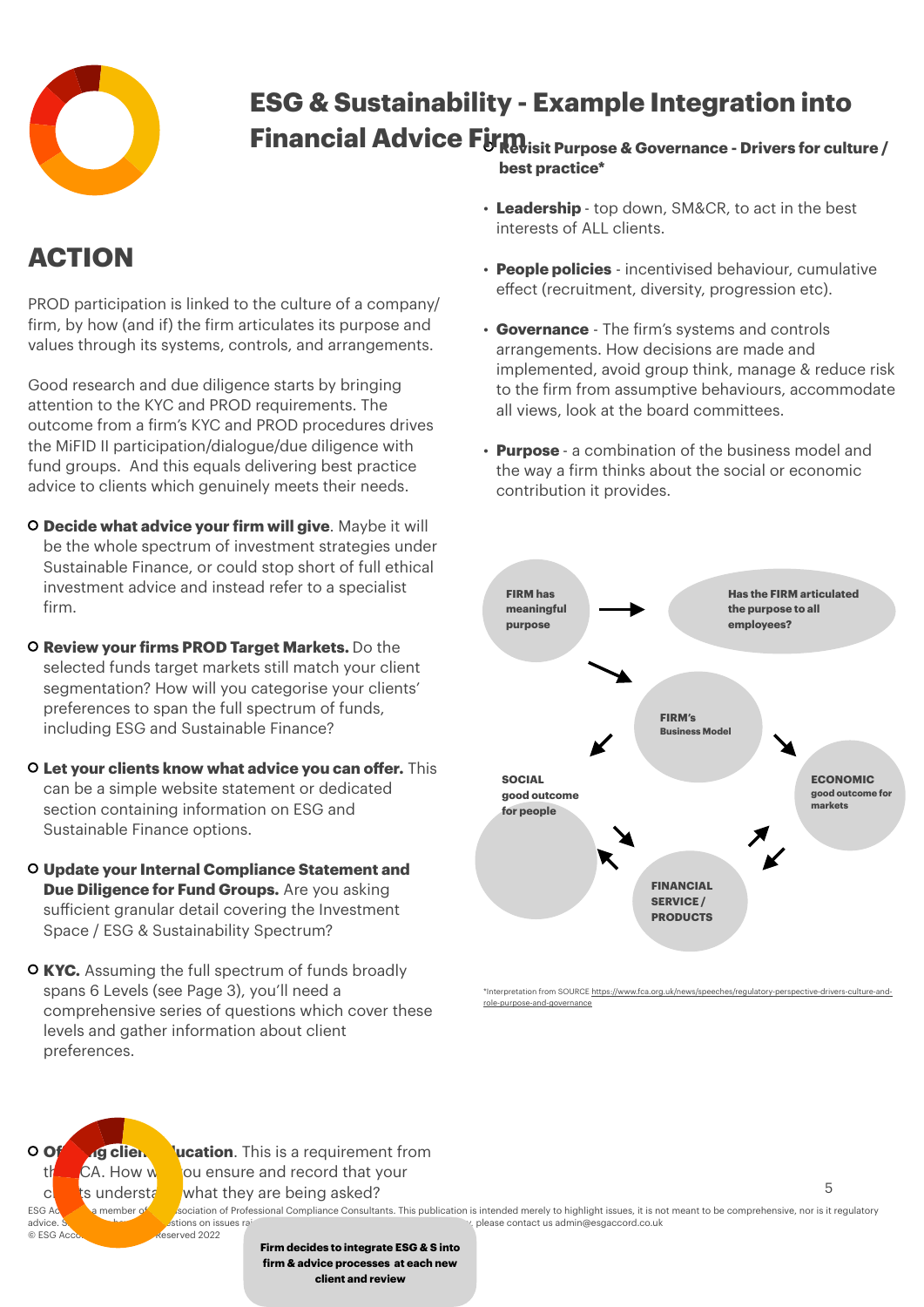# ESG & Sustainability - Example Integration into Financial Advice Firm

## ACTION

PROD participation is linked to the culture of a company/firm, by how (and if) the firm articulates its purpose and values through its systems, controls, and arrangements.

Good research and due diligence starts by bringing attention to the KYC and PROD requirements. The outcome from a firm's KYC and PROD procedures drives the MiFID II participation/dialogue/due diligence with fund groups. And this equals delivering best practice advice to clients which genuinely meets their needs.

- **Decide what advice your firm will give**. Maybe it will be the whole spectrum of investment strategies under Sustainable Finance, or could stop short of full ethical investment advice and instead refer to a specialist firm.
- **Review your firms PROD Target Markets.** Do the selected funds target markets still match your client segmentation? How will you categorise your clients' preferences to span the full spectrum of funds, including ESG and Sustainable Finance?
- **Let your clients know what advice you can offer.** This can be a simple website statement or dedicated section containing information on ESG and Sustainable Finance options.
- **Update your Internal Compliance Statement and Due Diligence for Fund Groups.** Are you asking sufficient granular detail covering the Investment Space / ESG & Sustainability Spectrum?
- **KYC.** Assuming the full spectrum of funds broadly spans 6 Levels (see Page 3), you'll need a comprehensive series of questions which cover these levels and gather information about client preferences.
- **Offering client education**. This is a requirement from the FCA. How will you ensure and record that your clients understand what they are being asked?

**Firm decides to integrate ESG & S into firm & advice processes at each new client and review**

- **Revisit Purpose & Governance - Drivers for culture / best practice***
  - **Leadership** - top down, SM&CR, to act in the best interests of ALL clients.
  - **People policies** - incentivised behaviour, cumulative effect (recruitment, diversity, progression etc).
  - **Governance** - The firm's systems and controls arrangements. How decisions are made and implemented, avoid group think, manage & reduce risk to the firm from assumptive behaviours, accommodate all views, look at the board committees.
  - **Purpose** - a combination of the business model and the way a firm thinks about the social or economic contribution it provides.

**FIRM has meaningful purpose** → **Has the FIRM articulated the purpose to all employees?**

**FIRM's Business Model**

**SOCIAL good outcome for people**

**ECONOMIC good outcome for markets**

**FINANCIAL SERVICE / PRODUCTS**

*Interpretation from SOURCE https://www.fca.org.uk/news/speeches/regulatory-perspective-drivers-culture-and-role-purpose-and-governance

ESG Accord is a member of the Association of Professional Compliance Consultants. This publication is intended merely to highlight issues, it is not meant to be comprehensive, nor is it regulatory advice. Should you have any questions on issues raised, please contact us admin@esgaccord.co.uk
© ESG Accord. All Rights Reserved 2022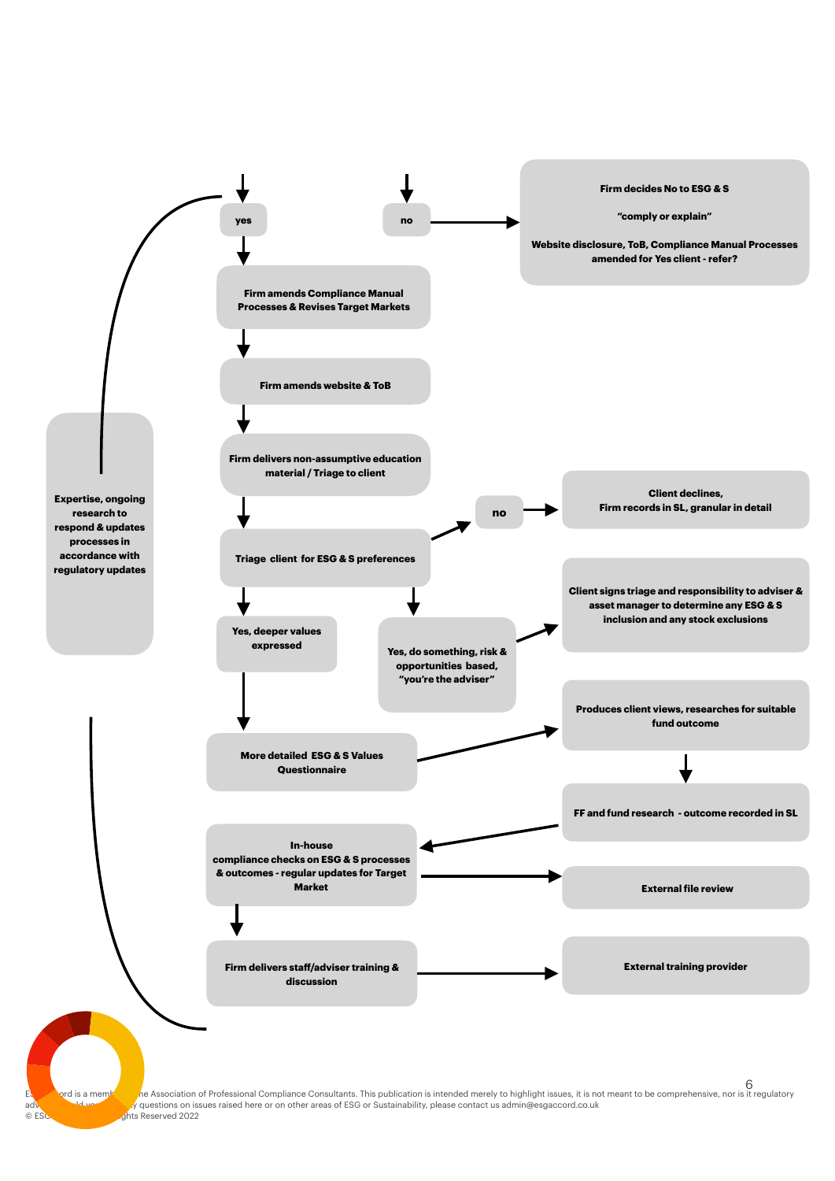yes

no

**Firm decides No to ESG & S**

**"comply or explain"**

**Website disclosure, ToB, Compliance Manual Processes amended for Yes client - refer?**

**Firm amends Compliance Manual Processes & Revises Target Markets**

**Firm amends website & ToB**

**Firm delivers non-assumptive education material / Triage to client**

**Expertise, ongoing research to respond & updates processes in accordance with regulatory updates**

**Triage client for ESG & S preferences**

no

**Client declines, Firm records in SL, granular in detail**

**Yes, deeper values expressed**

**Yes, do something, risk & opportunities based, "you're the adviser"**

**Client signs triage and responsibility to adviser & asset manager to determine any ESG & S inclusion and any stock exclusions**

**More detailed ESG & S Values Questionnaire**

**Produces client views, researches for suitable fund outcome**

**FF and fund research - outcome recorded in SL**

**In-house compliance checks on ESG & S processes & outcomes - regular updates for Target Market**

**External file review**

**Firm delivers staff/adviser training & discussion**

**External training provider**

ESGAccord is a member of the Association of Professional Compliance Consultants. This publication is intended merely to highlight issues, it is not meant to be comprehensive, nor is it regulatory advice. Should you have any questions on issues raised here or on other areas of ESG or Sustainability, please contact us admin@esgaccord.co.uk
© ESGAccord All Rights Reserved 2022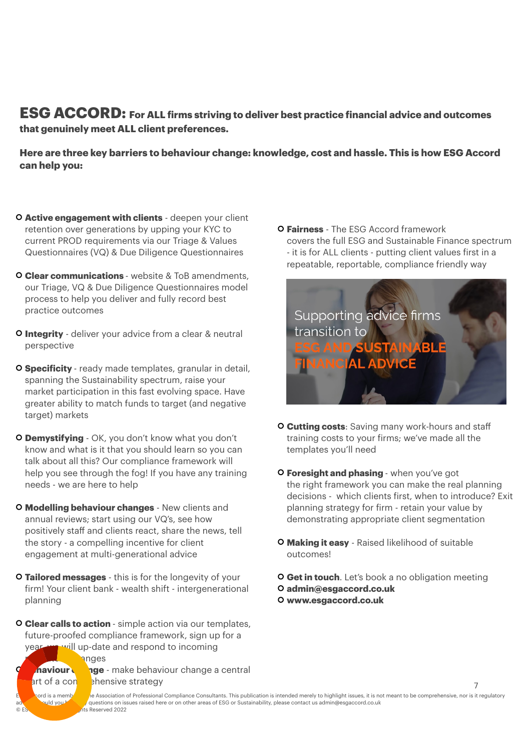**ESG ACCORD: For ALL firms striving to deliver best practice financial advice and outcomes that genuinely meet ALL client preferences.**

**Here are three key barriers to behaviour change: knowledge, cost and hassle. This is how ESG Accord can help you:**

- **Active engagement with clients** - deepen your client retention over generations by upping your KYC to current PROD requirements via our Triage & Values Questionnaires (VQ) & Due Diligence Questionnaires
- **Clear communications** - website & ToB amendments, our Triage, VQ & Due Diligence Questionnaires model process to help you deliver and fully record best practice outcomes
- **Integrity** - deliver your advice from a clear & neutral perspective
- **Specificity** - ready made templates, granular in detail, spanning the Sustainability spectrum, raise your market participation in this fast evolving space. Have greater ability to match funds to target (and negative target) markets
- **Demystifying** - OK, you don't know what you don't know and what is it that you should learn so you can talk about all this? Our compliance framework will help you see through the fog! If you have any training needs - we are here to help
- **Modelling behaviour changes** - New clients and annual reviews; start using our VQ's, see how positively staff and clients react, share the news, tell the story - a compelling incentive for client engagement at multi-generational advice
- **Tailored messages** - this is for the longevity of your firm! Your client bank - wealth shift - intergenerational planning
- **Clear calls to action** - simple action via our templates, future-proofed compliance framework, sign up for a year, we will up-date and respond to incoming changes
- **Behaviour change** - make behaviour change a central part of a comprehensive strategy
- **Fairness** - The ESG Accord framework covers the full ESG and Sustainable Finance spectrum - it is for ALL clients - putting client values first in a repeatable, reportable, compliance friendly way

Supporting advice firms transition to ESG AND SUSTAINABLE FINANCIAL ADVICE

- **Cutting costs**: Saving many work-hours and staff training costs to your firms; we've made all the templates you'll need
- **Foresight and phasing** - when you've got the right framework you can make the real planning decisions - which clients first, when to introduce? Exit planning strategy for firm - retain your value by demonstrating appropriate client segmentation
- **Making it easy** - Raised likelihood of suitable outcomes!
- **Get in touch**. Let's book a no obligation meeting
- **admin@esgaccord.co.uk**
- **www.esgaccord.co.uk**

ESG Accord is a member of the Association of Professional Compliance Consultants. This publication is intended merely to highlight issues, it is not meant to be comprehensive, nor is it regulatory advice. Should you have any questions on issues raised here or on other areas of ESG or Sustainability, please contact us admin@esgaccord.co.uk
© ESG Accord All Rights Reserved 2022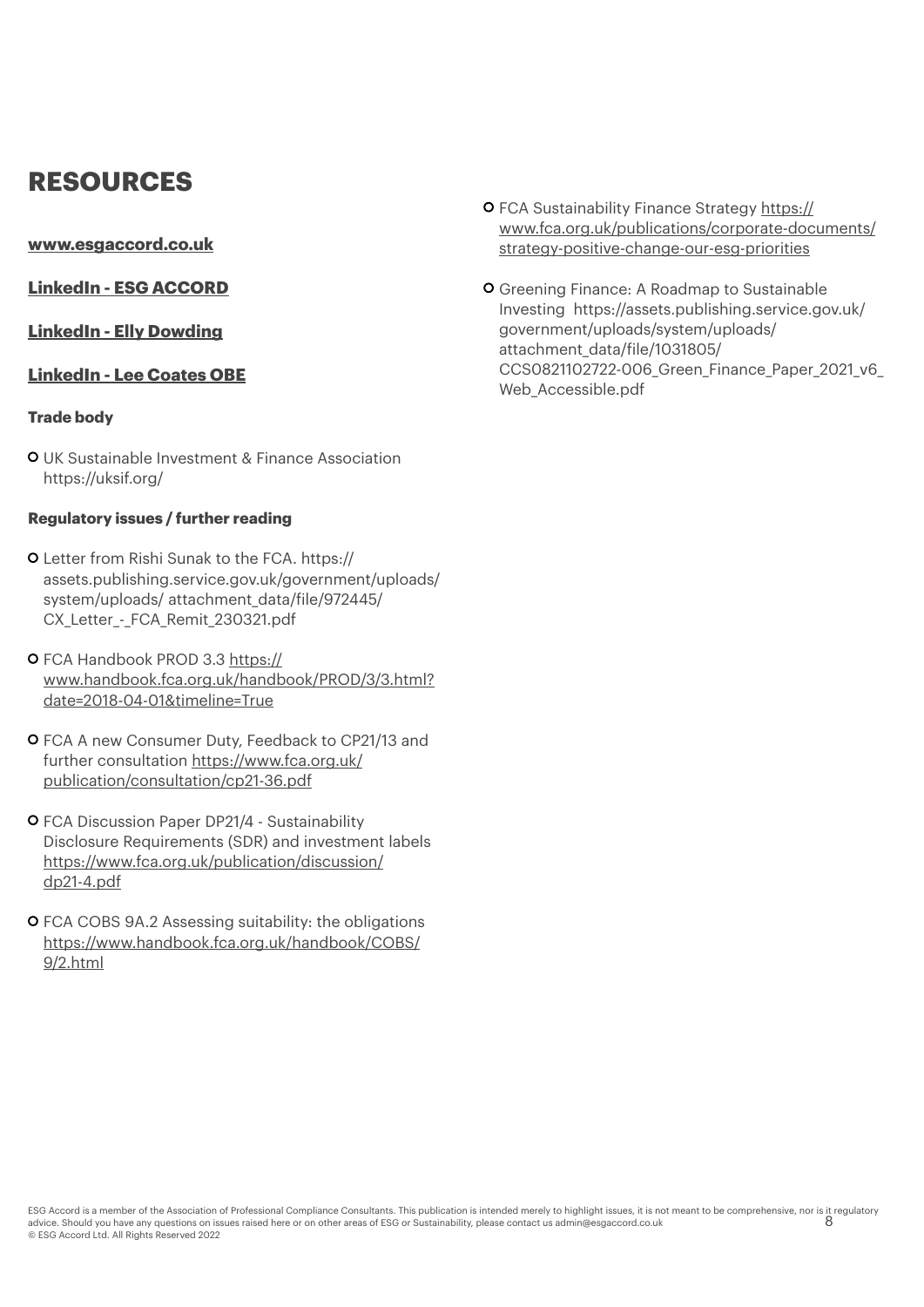# RESOURCES

**www.esgaccord.co.uk**

**LinkedIn - ESG ACCORD**

**LinkedIn - Elly Dowding**

**LinkedIn - Lee Coates OBE**

**Trade body**

- UK Sustainable Investment & Finance Association https://uksif.org/

**Regulatory issues / further reading**

- Letter from Rishi Sunak to the FCA. https://assets.publishing.service.gov.uk/government/uploads/system/uploads/ attachment_data/file/972445/CX_Letter_-_FCA_Remit_230321.pdf
- FCA Handbook PROD 3.3 https://www.handbook.fca.org.uk/handbook/PROD/3/3.html?date=2018-04-01&timeline=True
- FCA A new Consumer Duty, Feedback to CP21/13 and further consultation https://www.fca.org.uk/publication/consultation/cp21-36.pdf
- FCA Discussion Paper DP21/4 - Sustainability Disclosure Requirements (SDR) and investment labels https://www.fca.org.uk/publication/discussion/dp21-4.pdf
- FCA COBS 9A.2 Assessing suitability: the obligations https://www.handbook.fca.org.uk/handbook/COBS/9/2.html
- FCA Sustainability Finance Strategy https://www.fca.org.uk/publications/corporate-documents/strategy-positive-change-our-esg-priorities
- Greening Finance: A Roadmap to Sustainable Investing https://assets.publishing.service.gov.uk/government/uploads/system/uploads/attachment_data/file/1031805/CCS0821102722-006_Green_Finance_Paper_2021_v6_Web_Accessible.pdf

ESG Accord is a member of the Association of Professional Compliance Consultants. This publication is intended merely to highlight issues, it is not meant to be comprehensive, nor is it regulatory advice. Should you have any questions on issues raised here or on other areas of ESG or Sustainability, please contact us admin@esgaccord.co.uk
© ESG Accord Ltd. All Rights Reserved 2022